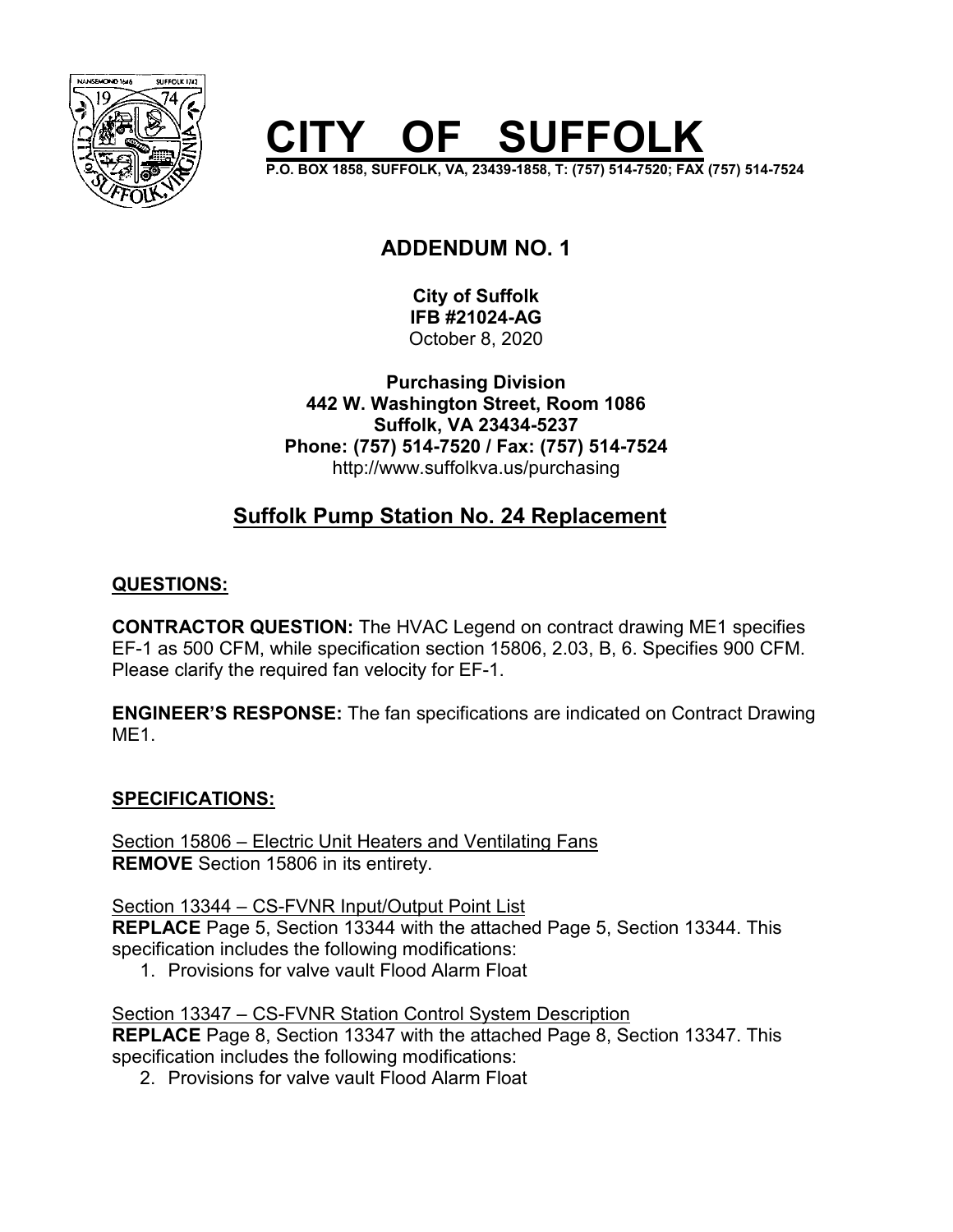# CITY OF SUFFOLK

P.O. BOX 1858, SUFFOLK, VA, 23439-1858, T: (757) 514-7520; FAX (757) 514-7524

## ADDENDUM NO. 1

**City of Suffolk**
**IFB #21024-AG**
October 8, 2020

**Purchasing Division**
**442 W. Washington Street, Room 1086**
**Suffolk, VA 23434-5237**
**Phone: (757) 514-7520 / Fax: (757) 514-7524**
http://www.suffolkva.us/purchasing

## Suffolk Pump Station No. 24 Replacement

### QUESTIONS:

**CONTRACTOR QUESTION:** The HVAC Legend on contract drawing ME1 specifies EF-1 as 500 CFM, while specification section 15806, 2.03, B, 6. Specifies 900 CFM. Please clarify the required fan velocity for EF-1.

**ENGINEER'S RESPONSE:** The fan specifications are indicated on Contract Drawing ME1.

### SPECIFICATIONS:

Section 15806 – Electric Unit Heaters and Ventilating Fans
**REMOVE** Section 15806 in its entirety.

Section 13344 – CS-FVNR Input/Output Point List
**REPLACE** Page 5, Section 13344 with the attached Page 5, Section 13344. This specification includes the following modifications:

1. Provisions for valve vault Flood Alarm Float

Section 13347 – CS-FVNR Station Control System Description
**REPLACE** Page 8, Section 13347 with the attached Page 8, Section 13347. This specification includes the following modifications:

2. Provisions for valve vault Flood Alarm Float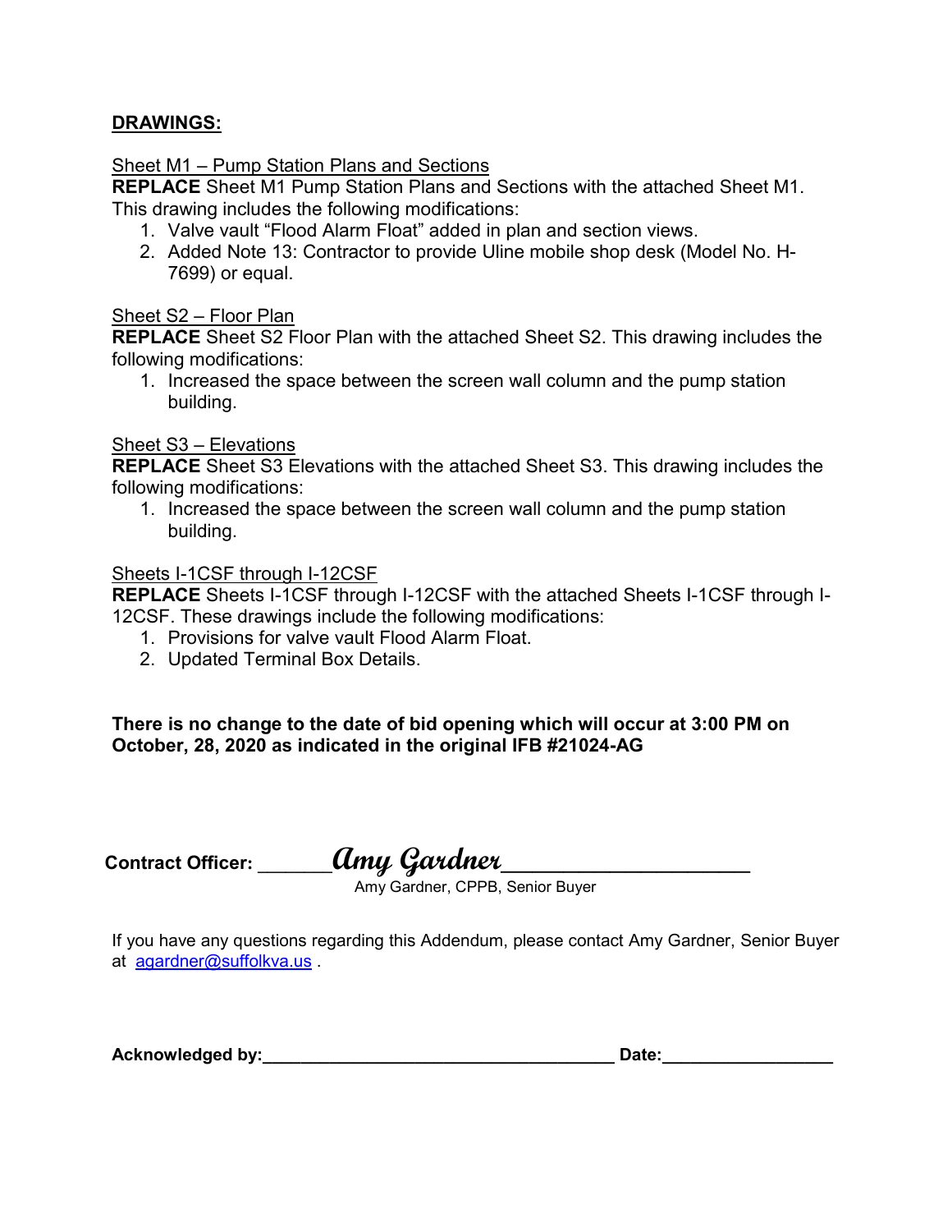**DRAWINGS:**

Sheet M1 – Pump Station Plans and Sections

**REPLACE** Sheet M1 Pump Station Plans and Sections with the attached Sheet M1. This drawing includes the following modifications:

1. Valve vault "Flood Alarm Float" added in plan and section views.
2. Added Note 13: Contractor to provide Uline mobile shop desk (Model No. H-7699) or equal.

Sheet S2 – Floor Plan

**REPLACE** Sheet S2 Floor Plan with the attached Sheet S2. This drawing includes the following modifications:

1. Increased the space between the screen wall column and the pump station building.

Sheet S3 – Elevations

**REPLACE** Sheet S3 Elevations with the attached Sheet S3. This drawing includes the following modifications:

1. Increased the space between the screen wall column and the pump station building.

Sheets I-1CSF through I-12CSF

**REPLACE** Sheets I-1CSF through I-12CSF with the attached Sheets I-1CSF through I-12CSF. These drawings include the following modifications:

1. Provisions for valve vault Flood Alarm Float.
2. Updated Terminal Box Details.

**There is no change to the date of bid opening which will occur at 3:00 PM on October, 28, 2020 as indicated in the original IFB #21024-AG**

**Contract Officer:** ______*Amy Gardner*____________________

Amy Gardner, CPPB, Senior Buyer

If you have any questions regarding this Addendum, please contact Amy Gardner, Senior Buyer at agardner@suffolkva.us .

**Acknowledged by:**____________________________________ **Date:**_________________